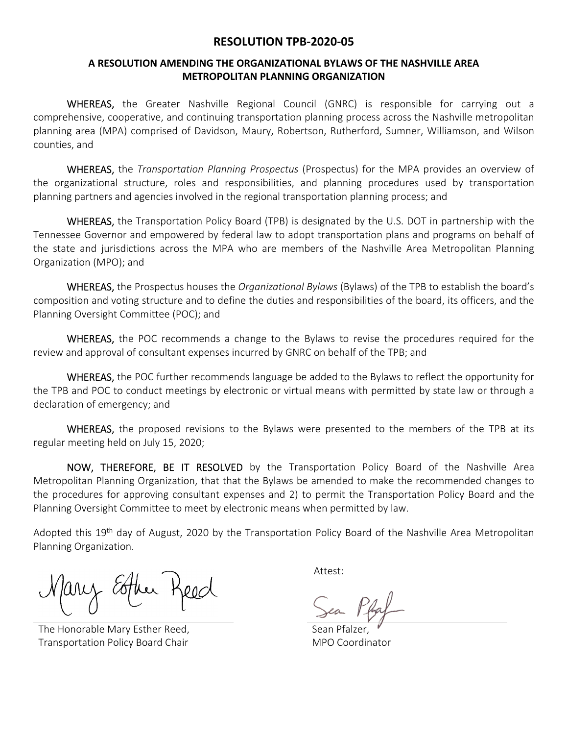# RESOLUTION TPB-2020-05

## A RESOLUTION AMENDING THE ORGANIZATIONAL BYLAWS OF THE NASHVILLE AREA METROPOLITAN PLANNING ORGANIZATION

**WHEREAS,** the Greater Nashville Regional Council (GNRC) is responsible for carrying out a comprehensive, cooperative, and continuing transportation planning process across the Nashville metropolitan planning area (MPA) comprised of Davidson, Maury, Robertson, Rutherford, Sumner, Williamson, and Wilson counties, and

**WHEREAS,** the *Transportation Planning Prospectus* (Prospectus) for the MPA provides an overview of the organizational structure, roles and responsibilities, and planning procedures used by transportation planning partners and agencies involved in the regional transportation planning process; and

**WHEREAS,** the Transportation Policy Board (TPB) is designated by the U.S. DOT in partnership with the Tennessee Governor and empowered by federal law to adopt transportation plans and programs on behalf of the state and jurisdictions across the MPA who are members of the Nashville Area Metropolitan Planning Organization (MPO); and

**WHEREAS,** the Prospectus houses the *Organizational Bylaws* (Bylaws) of the TPB to establish the board's composition and voting structure and to define the duties and responsibilities of the board, its officers, and the Planning Oversight Committee (POC); and

**WHEREAS,** the POC recommends a change to the Bylaws to revise the procedures required for the review and approval of consultant expenses incurred by GNRC on behalf of the TPB; and

**WHEREAS,** the POC further recommends language be added to the Bylaws to reflect the opportunity for the TPB and POC to conduct meetings by electronic or virtual means with permitted by state law or through a declaration of emergency; and

**WHEREAS,** the proposed revisions to the Bylaws were presented to the members of the TPB at its regular meeting held on July 15, 2020;

**NOW, THEREFORE, BE IT RESOLVED** by the Transportation Policy Board of the Nashville Area Metropolitan Planning Organization, that that the Bylaws be amended to make the recommended changes to the procedures for approving consultant expenses and 2) to permit the Transportation Policy Board and the Planning Oversight Committee to meet by electronic means when permitted by law.

Adopted this 19th day of August, 2020 by the Transportation Policy Board of the Nashville Area Metropolitan Planning Organization.

The Honorable Mary Esther Reed,
Transportation Policy Board Chair

Attest:

Sean Pfalzer,
MPO Coordinator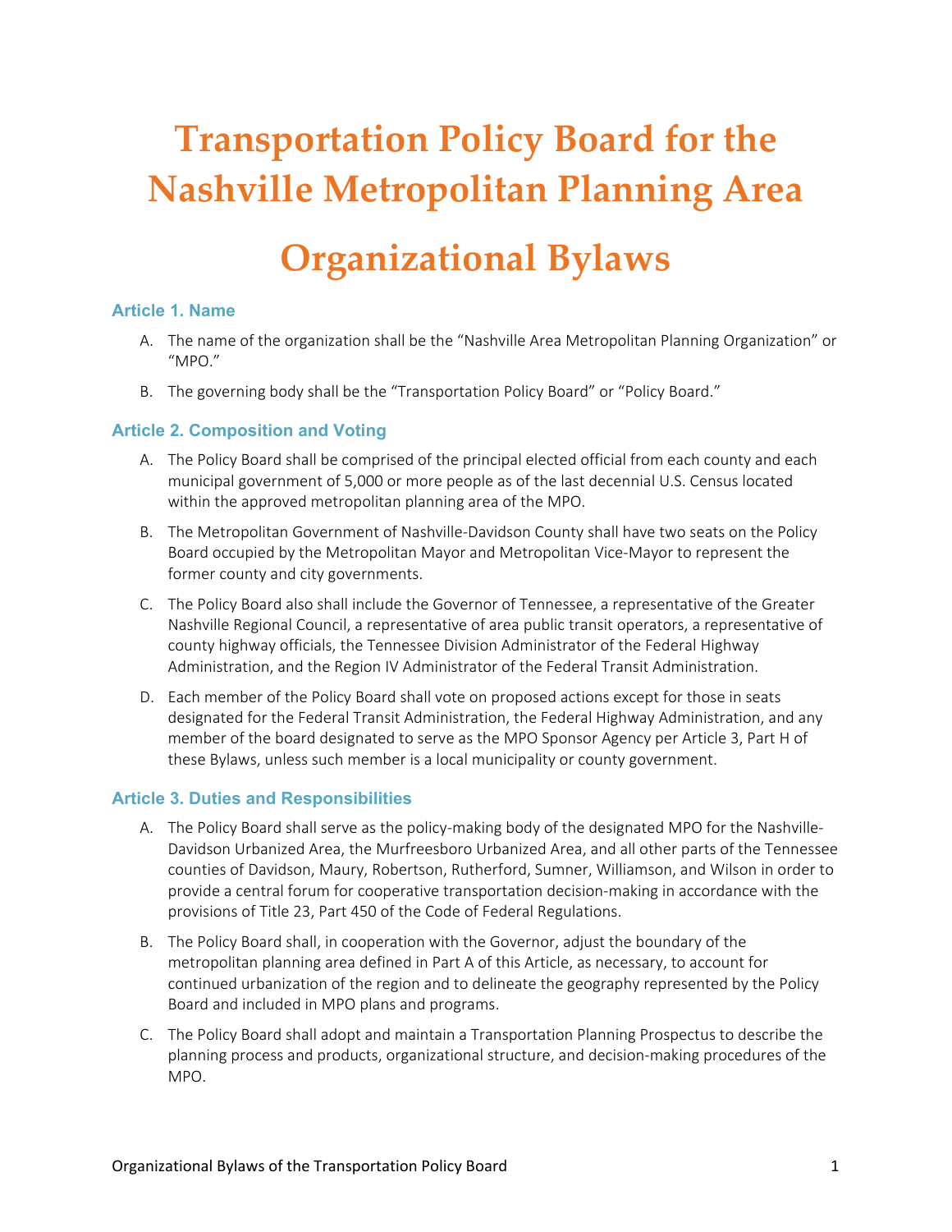# Transportation Policy Board for the Nashville Metropolitan Planning Area

# Organizational Bylaws

### Article 1. Name

A. The name of the organization shall be the "Nashville Area Metropolitan Planning Organization" or "MPO."

B. The governing body shall be the "Transportation Policy Board" or "Policy Board."

### Article 2. Composition and Voting

A. The Policy Board shall be comprised of the principal elected official from each county and each municipal government of 5,000 or more people as of the last decennial U.S. Census located within the approved metropolitan planning area of the MPO.

B. The Metropolitan Government of Nashville-Davidson County shall have two seats on the Policy Board occupied by the Metropolitan Mayor and Metropolitan Vice-Mayor to represent the former county and city governments.

C. The Policy Board also shall include the Governor of Tennessee, a representative of the Greater Nashville Regional Council, a representative of area public transit operators, a representative of county highway officials, the Tennessee Division Administrator of the Federal Highway Administration, and the Region IV Administrator of the Federal Transit Administration.

D. Each member of the Policy Board shall vote on proposed actions except for those in seats designated for the Federal Transit Administration, the Federal Highway Administration, and any member of the board designated to serve as the MPO Sponsor Agency per Article 3, Part H of these Bylaws, unless such member is a local municipality or county government.

### Article 3. Duties and Responsibilities

A. The Policy Board shall serve as the policy-making body of the designated MPO for the Nashville-Davidson Urbanized Area, the Murfreesboro Urbanized Area, and all other parts of the Tennessee counties of Davidson, Maury, Robertson, Rutherford, Sumner, Williamson, and Wilson in order to provide a central forum for cooperative transportation decision-making in accordance with the provisions of Title 23, Part 450 of the Code of Federal Regulations.

B. The Policy Board shall, in cooperation with the Governor, adjust the boundary of the metropolitan planning area defined in Part A of this Article, as necessary, to account for continued urbanization of the region and to delineate the geography represented by the Policy Board and included in MPO plans and programs.

C. The Policy Board shall adopt and maintain a Transportation Planning Prospectus to describe the planning process and products, organizational structure, and decision-making procedures of the MPO.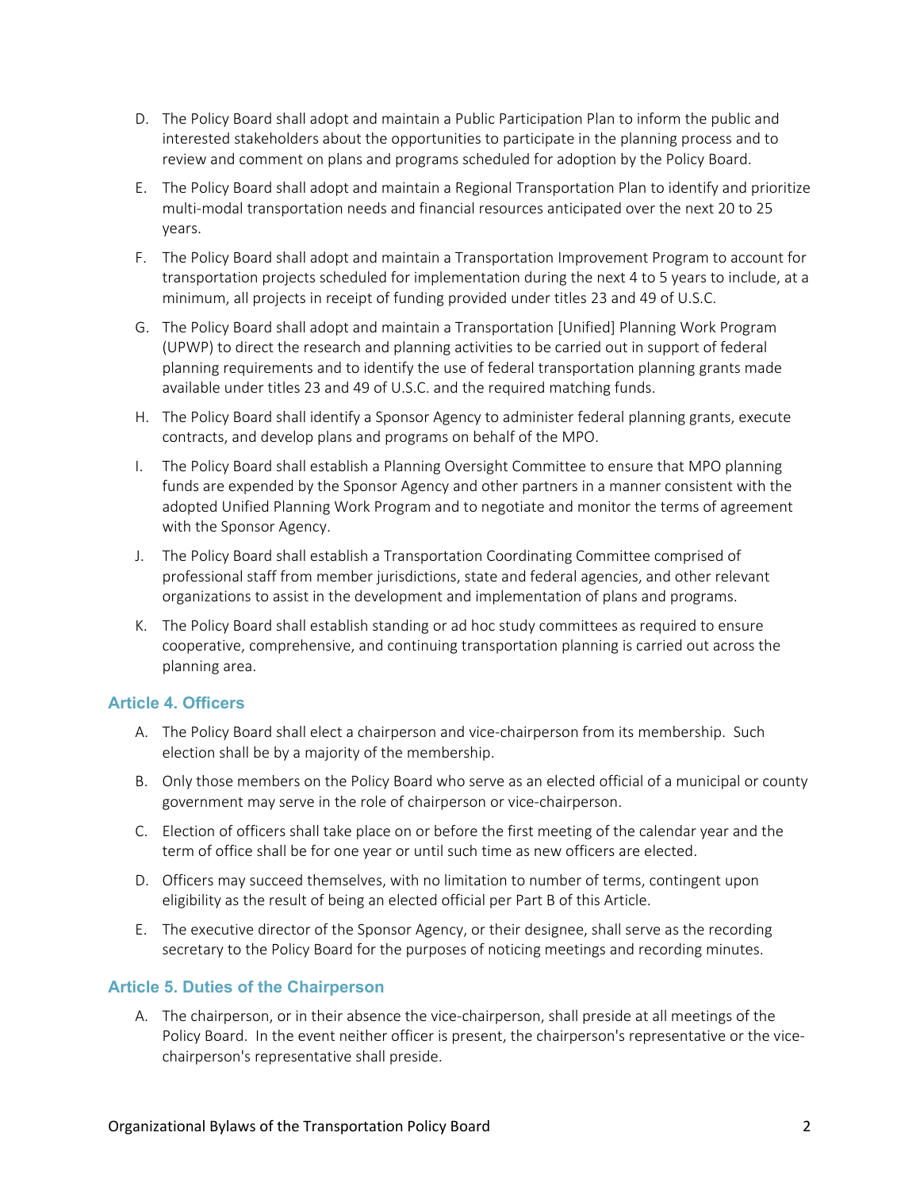D. The Policy Board shall adopt and maintain a Public Participation Plan to inform the public and interested stakeholders about the opportunities to participate in the planning process and to review and comment on plans and programs scheduled for adoption by the Policy Board.

E. The Policy Board shall adopt and maintain a Regional Transportation Plan to identify and prioritize multi-modal transportation needs and financial resources anticipated over the next 20 to 25 years.

F. The Policy Board shall adopt and maintain a Transportation Improvement Program to account for transportation projects scheduled for implementation during the next 4 to 5 years to include, at a minimum, all projects in receipt of funding provided under titles 23 and 49 of U.S.C.

G. The Policy Board shall adopt and maintain a Transportation [Unified] Planning Work Program (UPWP) to direct the research and planning activities to be carried out in support of federal planning requirements and to identify the use of federal transportation planning grants made available under titles 23 and 49 of U.S.C. and the required matching funds.

H. The Policy Board shall identify a Sponsor Agency to administer federal planning grants, execute contracts, and develop plans and programs on behalf of the MPO.

I. The Policy Board shall establish a Planning Oversight Committee to ensure that MPO planning funds are expended by the Sponsor Agency and other partners in a manner consistent with the adopted Unified Planning Work Program and to negotiate and monitor the terms of agreement with the Sponsor Agency.

J. The Policy Board shall establish a Transportation Coordinating Committee comprised of professional staff from member jurisdictions, state and federal agencies, and other relevant organizations to assist in the development and implementation of plans and programs.

K. The Policy Board shall establish standing or ad hoc study committees as required to ensure cooperative, comprehensive, and continuing transportation planning is carried out across the planning area.

## Article 4. Officers

A. The Policy Board shall elect a chairperson and vice-chairperson from its membership. Such election shall be by a majority of the membership.

B. Only those members on the Policy Board who serve as an elected official of a municipal or county government may serve in the role of chairperson or vice-chairperson.

C. Election of officers shall take place on or before the first meeting of the calendar year and the term of office shall be for one year or until such time as new officers are elected.

D. Officers may succeed themselves, with no limitation to number of terms, contingent upon eligibility as the result of being an elected official per Part B of this Article.

E. The executive director of the Sponsor Agency, or their designee, shall serve as the recording secretary to the Policy Board for the purposes of noticing meetings and recording minutes.

## Article 5. Duties of the Chairperson

A. The chairperson, or in their absence the vice-chairperson, shall preside at all meetings of the Policy Board. In the event neither officer is present, the chairperson's representative or the vice-chairperson's representative shall preside.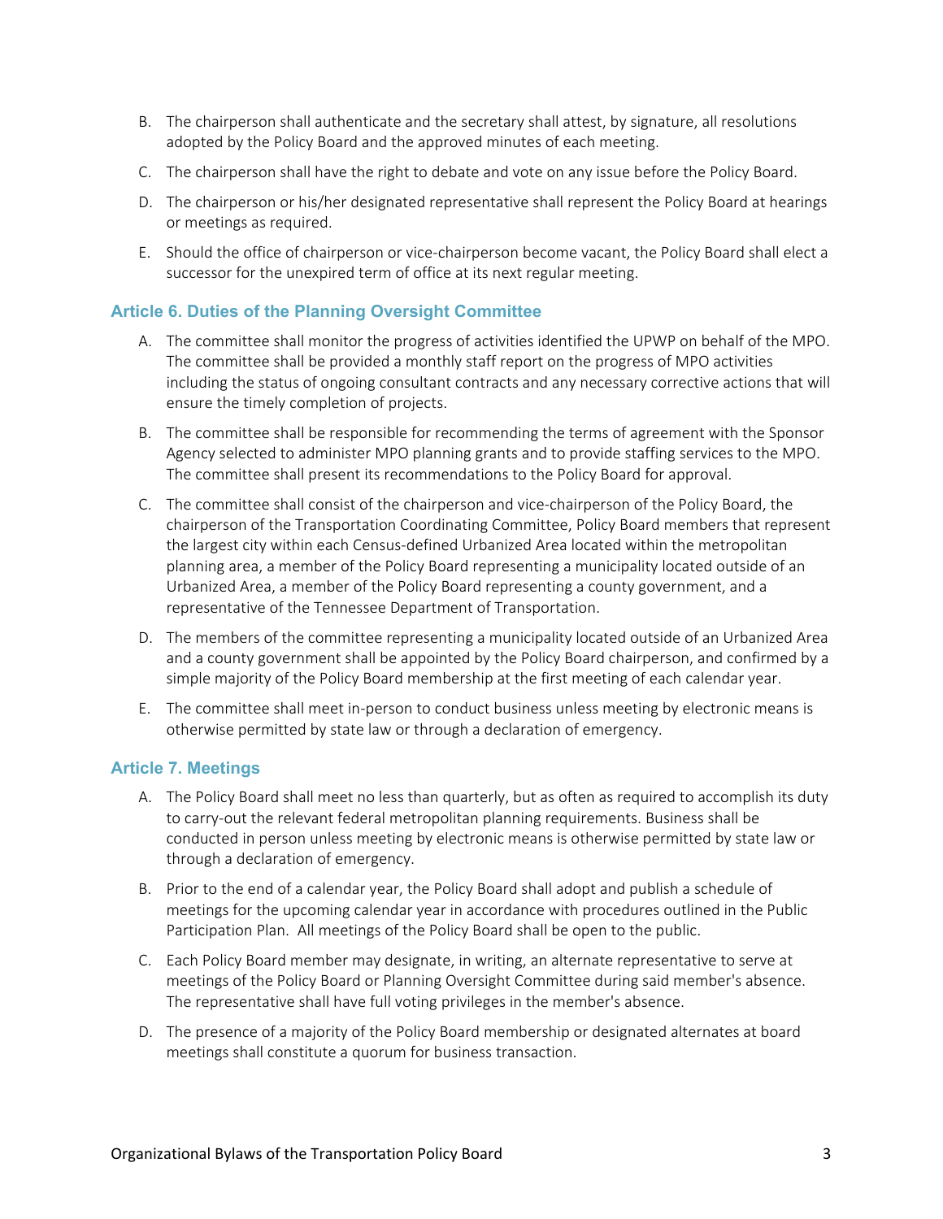B. The chairperson shall authenticate and the secretary shall attest, by signature, all resolutions adopted by the Policy Board and the approved minutes of each meeting.

C. The chairperson shall have the right to debate and vote on any issue before the Policy Board.

D. The chairperson or his/her designated representative shall represent the Policy Board at hearings or meetings as required.

E. Should the office of chairperson or vice-chairperson become vacant, the Policy Board shall elect a successor for the unexpired term of office at its next regular meeting.

### Article 6. Duties of the Planning Oversight Committee

A. The committee shall monitor the progress of activities identified the UPWP on behalf of the MPO. The committee shall be provided a monthly staff report on the progress of MPO activities including the status of ongoing consultant contracts and any necessary corrective actions that will ensure the timely completion of projects.

B. The committee shall be responsible for recommending the terms of agreement with the Sponsor Agency selected to administer MPO planning grants and to provide staffing services to the MPO. The committee shall present its recommendations to the Policy Board for approval.

C. The committee shall consist of the chairperson and vice-chairperson of the Policy Board, the chairperson of the Transportation Coordinating Committee, Policy Board members that represent the largest city within each Census-defined Urbanized Area located within the metropolitan planning area, a member of the Policy Board representing a municipality located outside of an Urbanized Area, a member of the Policy Board representing a county government, and a representative of the Tennessee Department of Transportation.

D. The members of the committee representing a municipality located outside of an Urbanized Area and a county government shall be appointed by the Policy Board chairperson, and confirmed by a simple majority of the Policy Board membership at the first meeting of each calendar year.

E. The committee shall meet in-person to conduct business unless meeting by electronic means is otherwise permitted by state law or through a declaration of emergency.

### Article 7. Meetings

A. The Policy Board shall meet no less than quarterly, but as often as required to accomplish its duty to carry-out the relevant federal metropolitan planning requirements. Business shall be conducted in person unless meeting by electronic means is otherwise permitted by state law or through a declaration of emergency.

B. Prior to the end of a calendar year, the Policy Board shall adopt and publish a schedule of meetings for the upcoming calendar year in accordance with procedures outlined in the Public Participation Plan. All meetings of the Policy Board shall be open to the public.

C. Each Policy Board member may designate, in writing, an alternate representative to serve at meetings of the Policy Board or Planning Oversight Committee during said member's absence. The representative shall have full voting privileges in the member's absence.

D. The presence of a majority of the Policy Board membership or designated alternates at board meetings shall constitute a quorum for business transaction.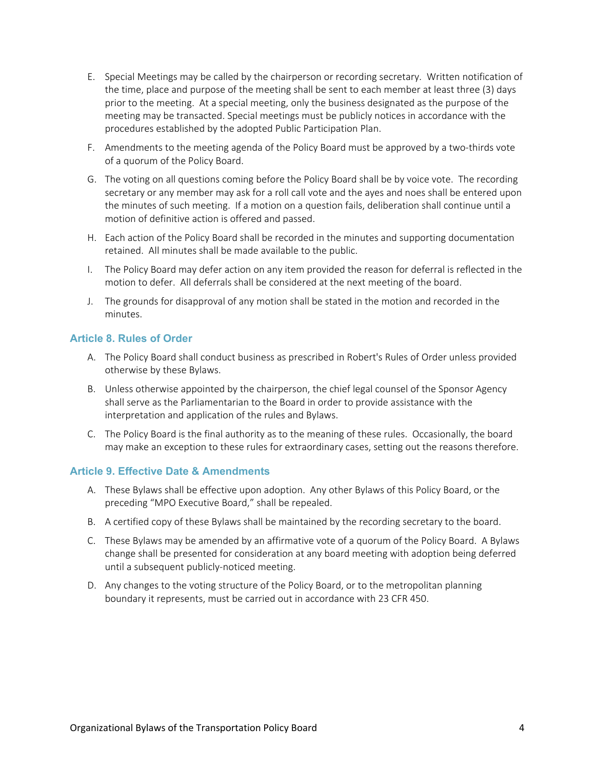E. Special Meetings may be called by the chairperson or recording secretary. Written notification of the time, place and purpose of the meeting shall be sent to each member at least three (3) days prior to the meeting. At a special meeting, only the business designated as the purpose of the meeting may be transacted. Special meetings must be publicly notices in accordance with the procedures established by the adopted Public Participation Plan.

F. Amendments to the meeting agenda of the Policy Board must be approved by a two-thirds vote of a quorum of the Policy Board.

G. The voting on all questions coming before the Policy Board shall be by voice vote. The recording secretary or any member may ask for a roll call vote and the ayes and noes shall be entered upon the minutes of such meeting. If a motion on a question fails, deliberation shall continue until a motion of definitive action is offered and passed.

H. Each action of the Policy Board shall be recorded in the minutes and supporting documentation retained. All minutes shall be made available to the public.

I. The Policy Board may defer action on any item provided the reason for deferral is reflected in the motion to defer. All deferrals shall be considered at the next meeting of the board.

J. The grounds for disapproval of any motion shall be stated in the motion and recorded in the minutes.

## Article 8. Rules of Order

A. The Policy Board shall conduct business as prescribed in Robert's Rules of Order unless provided otherwise by these Bylaws.

B. Unless otherwise appointed by the chairperson, the chief legal counsel of the Sponsor Agency shall serve as the Parliamentarian to the Board in order to provide assistance with the interpretation and application of the rules and Bylaws.

C. The Policy Board is the final authority as to the meaning of these rules. Occasionally, the board may make an exception to these rules for extraordinary cases, setting out the reasons therefore.

## Article 9. Effective Date & Amendments

A. These Bylaws shall be effective upon adoption. Any other Bylaws of this Policy Board, or the preceding “MPO Executive Board,” shall be repealed.

B. A certified copy of these Bylaws shall be maintained by the recording secretary to the board.

C. These Bylaws may be amended by an affirmative vote of a quorum of the Policy Board. A Bylaws change shall be presented for consideration at any board meeting with adoption being deferred until a subsequent publicly-noticed meeting.

D. Any changes to the voting structure of the Policy Board, or to the metropolitan planning boundary it represents, must be carried out in accordance with 23 CFR 450.